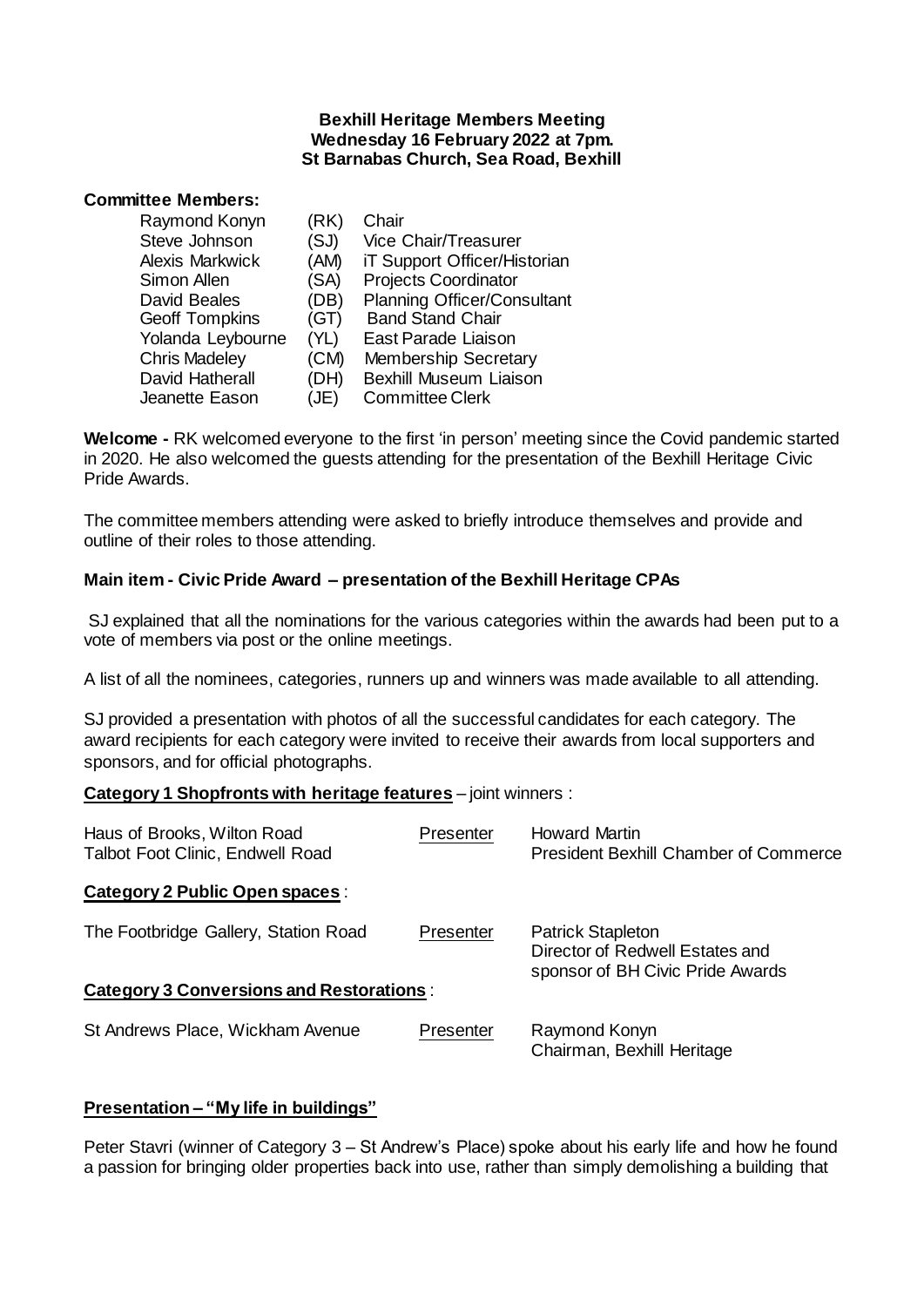**Bexhill Heritage Members Meeting**
**Wednesday 16 February 2022 at 7pm.**
**St Barnabas Church, Sea Road, Bexhill**

**Committee Members:**

| | | |
|---|---|---|
| Raymond Konyn | (RK) | Chair |
| Steve Johnson | (SJ) | Vice Chair/Treasurer |
| Alexis Markwick | (AM) | iT Support Officer/Historian |
| Simon Allen | (SA) | Projects Coordinator |
| David Beales | (DB) | Planning Officer/Consultant |
| Geoff Tompkins | (GT) | Band Stand Chair |
| Yolanda Leybourne | (YL) | East Parade Liaison |
| Chris Madeley | (CM) | Membership Secretary |
| David Hatherall | (DH) | Bexhill Museum Liaison |
| Jeanette Eason | (JE) | Committee Clerk |

**Welcome -** RK welcomed everyone to the first 'in person' meeting since the Covid pandemic started in 2020. He also welcomed the guests attending for the presentation of the Bexhill Heritage Civic Pride Awards.

The committee members attending were asked to briefly introduce themselves and provide and outline of their roles to those attending.

**Main item - Civic Pride Award – presentation of the Bexhill Heritage CPAs**

SJ explained that all the nominations for the various categories within the awards had been put to a vote of members via post or the online meetings.

A list of all the nominees, categories, runners up and winners was made available to all attending.

SJ provided a presentation with photos of all the successful candidates for each category. The award recipients for each category were invited to receive their awards from local supporters and sponsors, and for official photographs.

**Category 1 Shopfronts with heritage features** – joint winners :

| | | |
|---|---|---|
| Haus of Brooks, Wilton Road<br>Talbot Foot Clinic, Endwell Road | Presenter | Howard Martin<br>President Bexhill Chamber of Commerce |

**Category 2 Public Open spaces** :

| | | |
|---|---|---|
| The Footbridge Gallery, Station Road | Presenter | Patrick Stapleton<br>Director of Redwell Estates and sponsor of BH Civic Pride Awards |

**Category 3 Conversions and Restorations** :

| | | |
|---|---|---|
| St Andrews Place, Wickham Avenue | Presenter | Raymond Konyn<br>Chairman, Bexhill Heritage |

**Presentation – "My life in buildings"**

Peter Stavri (winner of Category 3 – St Andrew's Place) spoke about his early life and how he found a passion for bringing older properties back into use, rather than simply demolishing a building that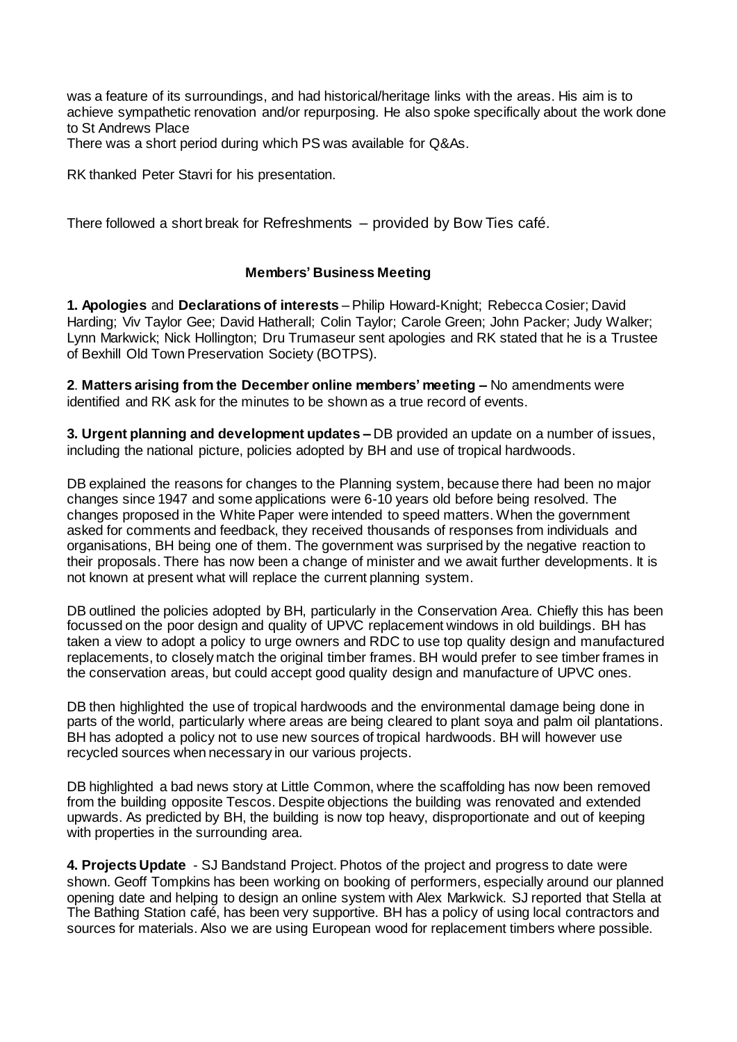was a feature of its surroundings, and had historical/heritage links with the areas. His aim is to achieve sympathetic renovation and/or repurposing. He also spoke specifically about the work done to St Andrews Place

There was a short period during which PS was available for Q&As.

RK thanked Peter Stavri for his presentation.

There followed a short break for Refreshments – provided by Bow Ties café.

**Members' Business Meeting**

**1. Apologies** and **Declarations of interests** – Philip Howard-Knight; Rebecca Cosier; David Harding; Viv Taylor Gee; David Hatherall; Colin Taylor; Carole Green; John Packer; Judy Walker; Lynn Markwick; Nick Hollington; Dru Trumaseur sent apologies and RK stated that he is a Trustee of Bexhill Old Town Preservation Society (BOTPS).

**2**. **Matters arising from the December online members' meeting –** No amendments were identified and RK ask for the minutes to be shown as a true record of events.

**3. Urgent planning and development updates –** DB provided an update on a number of issues, including the national picture, policies adopted by BH and use of tropical hardwoods.

DB explained the reasons for changes to the Planning system, because there had been no major changes since 1947 and some applications were 6-10 years old before being resolved. The changes proposed in the White Paper were intended to speed matters. When the government asked for comments and feedback, they received thousands of responses from individuals and organisations, BH being one of them. The government was surprised by the negative reaction to their proposals. There has now been a change of minister and we await further developments. It is not known at present what will replace the current planning system.

DB outlined the policies adopted by BH, particularly in the Conservation Area. Chiefly this has been focussed on the poor design and quality of UPVC replacement windows in old buildings. BH has taken a view to adopt a policy to urge owners and RDC to use top quality design and manufactured replacements, to closely match the original timber frames. BH would prefer to see timber frames in the conservation areas, but could accept good quality design and manufacture of UPVC ones.

DB then highlighted the use of tropical hardwoods and the environmental damage being done in parts of the world, particularly where areas are being cleared to plant soya and palm oil plantations. BH has adopted a policy not to use new sources of tropical hardwoods. BH will however use recycled sources when necessary in our various projects.

DB highlighted a bad news story at Little Common, where the scaffolding has now been removed from the building opposite Tescos. Despite objections the building was renovated and extended upwards. As predicted by BH, the building is now top heavy, disproportionate and out of keeping with properties in the surrounding area.

**4. Projects Update** - SJ Bandstand Project. Photos of the project and progress to date were shown. Geoff Tompkins has been working on booking of performers, especially around our planned opening date and helping to design an online system with Alex Markwick. SJ reported that Stella at The Bathing Station café, has been very supportive. BH has a policy of using local contractors and sources for materials. Also we are using European wood for replacement timbers where possible.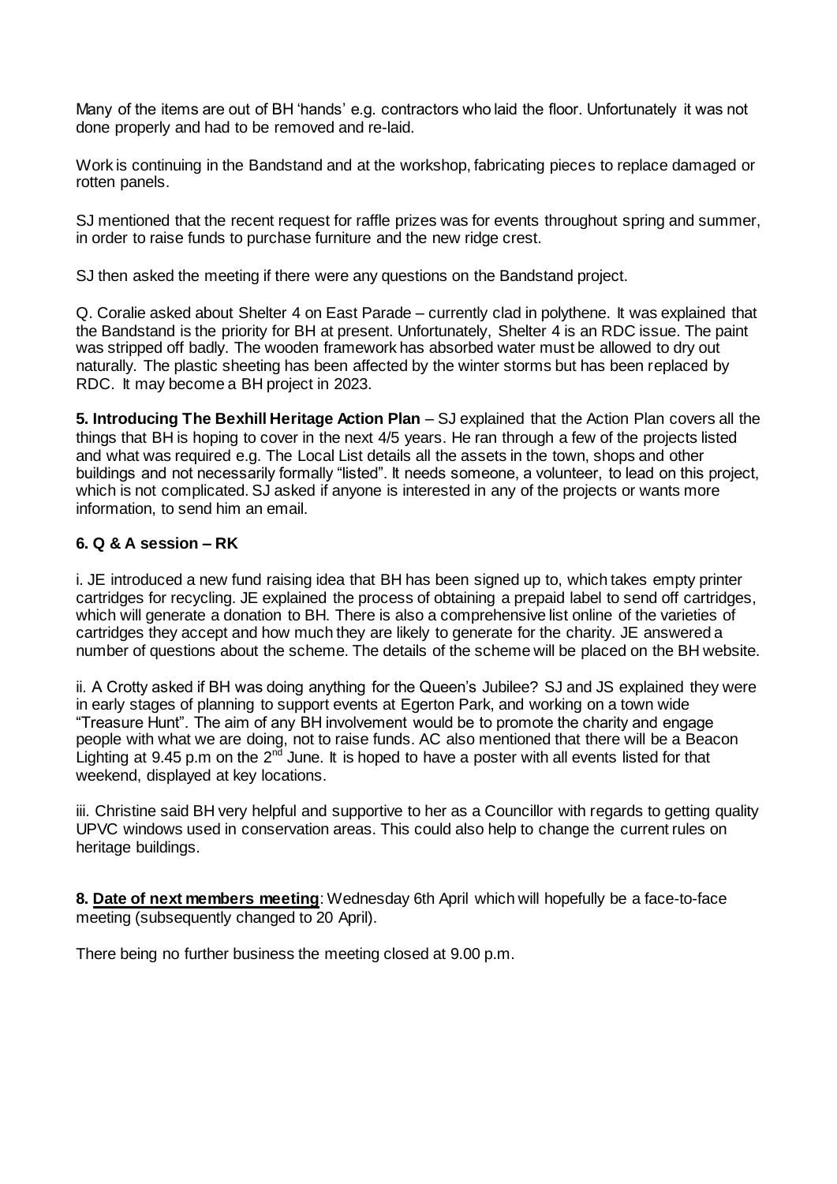Many of the items are out of BH 'hands' e.g. contractors who laid the floor. Unfortunately it was not done properly and had to be removed and re-laid.

Work is continuing in the Bandstand and at the workshop, fabricating pieces to replace damaged or rotten panels.

SJ mentioned that the recent request for raffle prizes was for events throughout spring and summer, in order to raise funds to purchase furniture and the new ridge crest.

SJ then asked the meeting if there were any questions on the Bandstand project.

Q. Coralie asked about Shelter 4 on East Parade – currently clad in polythene. It was explained that the Bandstand is the priority for BH at present. Unfortunately, Shelter 4 is an RDC issue. The paint was stripped off badly. The wooden framework has absorbed water must be allowed to dry out naturally. The plastic sheeting has been affected by the winter storms but has been replaced by RDC. It may become a BH project in 2023.

**5. Introducing The Bexhill Heritage Action Plan** – SJ explained that the Action Plan covers all the things that BH is hoping to cover in the next 4/5 years. He ran through a few of the projects listed and what was required e.g. The Local List details all the assets in the town, shops and other buildings and not necessarily formally "listed". It needs someone, a volunteer, to lead on this project, which is not complicated. SJ asked if anyone is interested in any of the projects or wants more information, to send him an email.

**6. Q & A session – RK**

i. JE introduced a new fund raising idea that BH has been signed up to, which takes empty printer cartridges for recycling. JE explained the process of obtaining a prepaid label to send off cartridges, which will generate a donation to BH. There is also a comprehensive list online of the varieties of cartridges they accept and how much they are likely to generate for the charity. JE answered a number of questions about the scheme. The details of the scheme will be placed on the BH website.

ii. A Crotty asked if BH was doing anything for the Queen's Jubilee? SJ and JS explained they were in early stages of planning to support events at Egerton Park, and working on a town wide "Treasure Hunt". The aim of any BH involvement would be to promote the charity and engage people with what we are doing, not to raise funds. AC also mentioned that there will be a Beacon Lighting at 9.45 p.m on the 2nd June. It is hoped to have a poster with all events listed for that weekend, displayed at key locations.

iii. Christine said BH very helpful and supportive to her as a Councillor with regards to getting quality UPVC windows used in conservation areas. This could also help to change the current rules on heritage buildings.

**8. Date of next members meeting**: Wednesday 6th April which will hopefully be a face-to-face meeting (subsequently changed to 20 April).

There being no further business the meeting closed at 9.00 p.m.